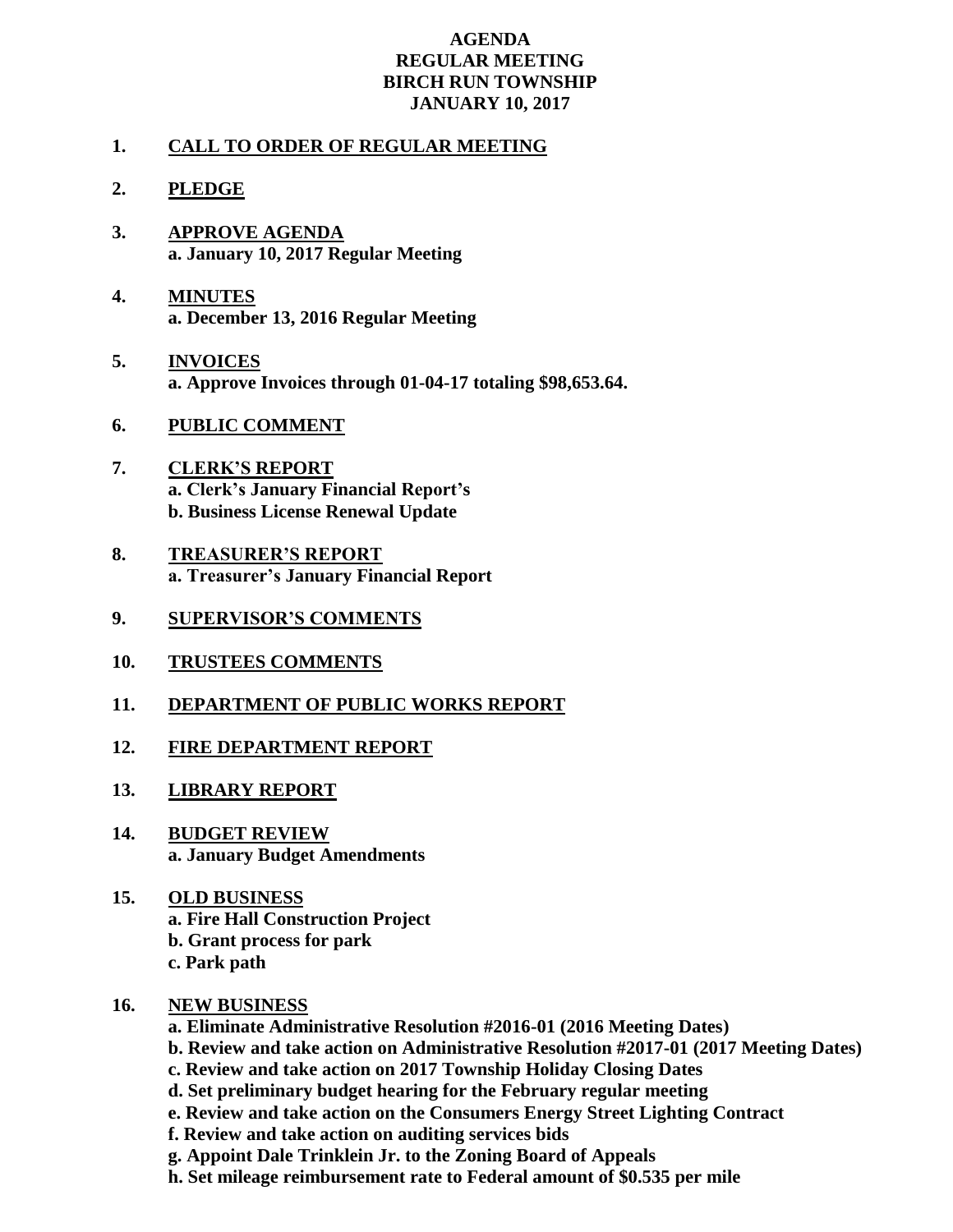# AGENDA
## REGULAR MEETING
## BIRCH RUN TOWNSHIP
## JANUARY 10, 2017

1. **CALL TO ORDER OF REGULAR MEETING**

2. **PLEDGE**

3. **APPROVE AGENDA**
   **a. January 10, 2017 Regular Meeting**

4. **MINUTES**
   **a. December 13, 2016 Regular Meeting**

5. **INVOICES**
   **a. Approve Invoices through 01-04-17 totaling $98,653.64.**

6. **PUBLIC COMMENT**

7. **CLERK'S REPORT**
   **a. Clerk's January Financial Report's**
   **b. Business License Renewal Update**

8. **TREASURER'S REPORT**
   **a. Treasurer's January Financial Report**

9. **SUPERVISOR'S COMMENTS**

10. **TRUSTEES COMMENTS**

11. **DEPARTMENT OF PUBLIC WORKS REPORT**

12. **FIRE DEPARTMENT REPORT**

13. **LIBRARY REPORT**

14. **BUDGET REVIEW**
    **a. January Budget Amendments**

15. **OLD BUSINESS**
    **a. Fire Hall Construction Project**
    **b. Grant process for park**
    **c. Park path**

16. **NEW BUSINESS**
    **a. Eliminate Administrative Resolution #2016-01 (2016 Meeting Dates)**
    **b. Review and take action on Administrative Resolution #2017-01 (2017 Meeting Dates)**
    **c. Review and take action on 2017 Township Holiday Closing Dates**
    **d. Set preliminary budget hearing for the February regular meeting**
    **e. Review and take action on the Consumers Energy Street Lighting Contract**
    **f. Review and take action on auditing services bids**
    **g. Appoint Dale Trinklein Jr. to the Zoning Board of Appeals**
    **h. Set mileage reimbursement rate to Federal amount of $0.535 per mile**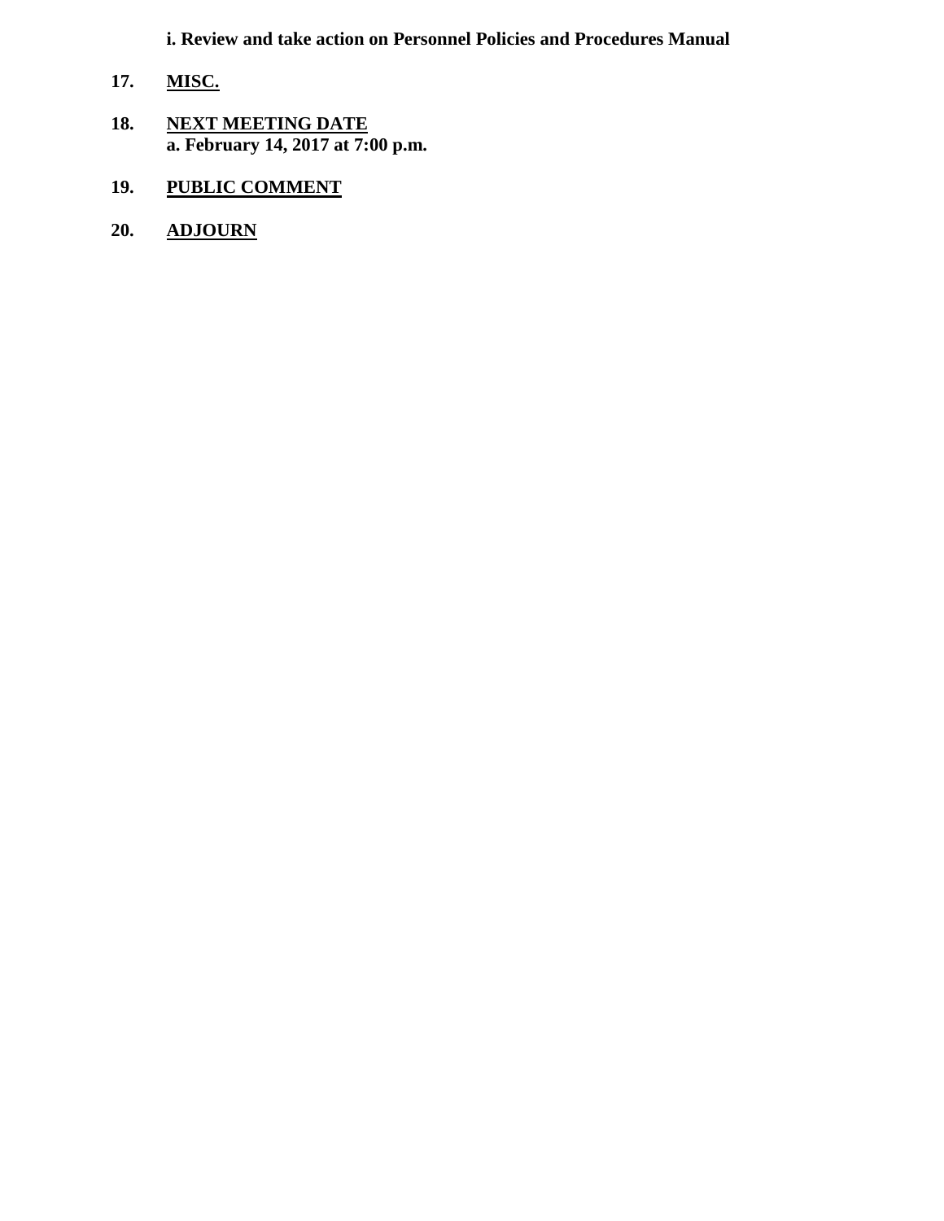**i. Review and take action on Personnel Policies and Procedures Manual**

**17. MISC.**

**18. NEXT MEETING DATE**
**a. February 14, 2017 at 7:00 p.m.**

**19. PUBLIC COMMENT**

**20. ADJOURN**